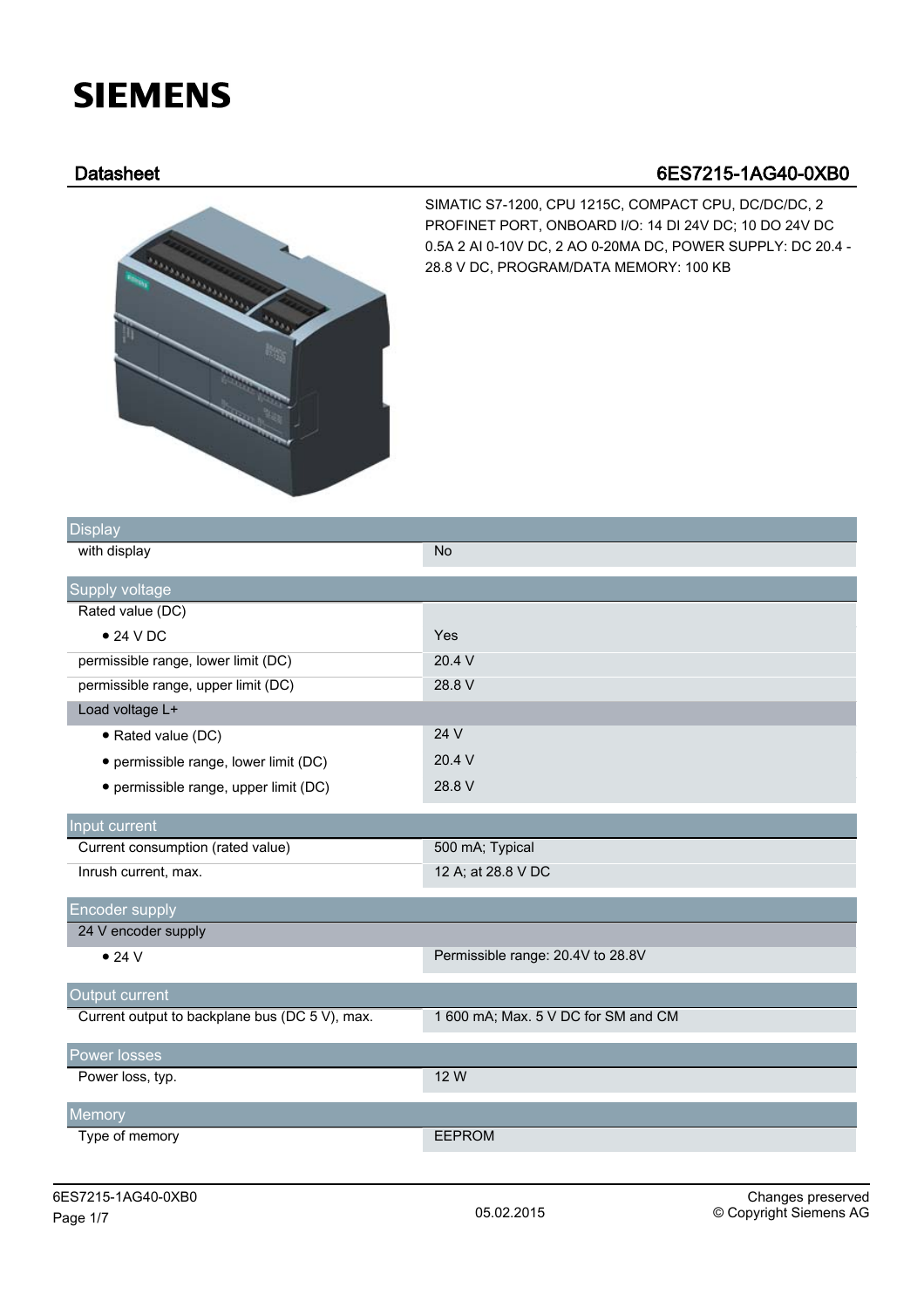# SIEMENS

## Datasheet 6ES7215-1AG40-0XB0

SIMATIC S7-1200, CPU 1215C, COMPACT CPU, DC/DC/DC, 2 PROFINET PORT, ONBOARD I/O: 14 DI 24V DC; 10 DO 24V DC 0.5A 2 AI 0-10V DC, 2 AO 0-20MA DC, POWER SUPPLY: DC 20.4 - 28.8 V DC, PROGRAM/DATA MEMORY: 100 KB

| Display | |
|---|---|
| with display | No |
| **Supply voltage** | |
| Rated value (DC) | |
| • 24 V DC | Yes |
| permissible range, lower limit (DC) | 20.4 V |
| permissible range, upper limit (DC) | 28.8 V |
| Load voltage L+ | |
| • Rated value (DC) | 24 V |
| • permissible range, lower limit (DC) | 20.4 V |
| • permissible range, upper limit (DC) | 28.8 V |
| **Input current** | |
| Current consumption (rated value) | 500 mA; Typical |
| Inrush current, max. | 12 A; at 28.8 V DC |
| **Encoder supply** | |
| 24 V encoder supply | |
| • 24 V | Permissible range: 20.4V to 28.8V |
| **Output current** | |
| Current output to backplane bus (DC 5 V), max. | 1 600 mA; Max. 5 V DC for SM and CM |
| **Power losses** | |
| Power loss, typ. | 12 W |
| **Memory** | |
| Type of memory | EEPROM |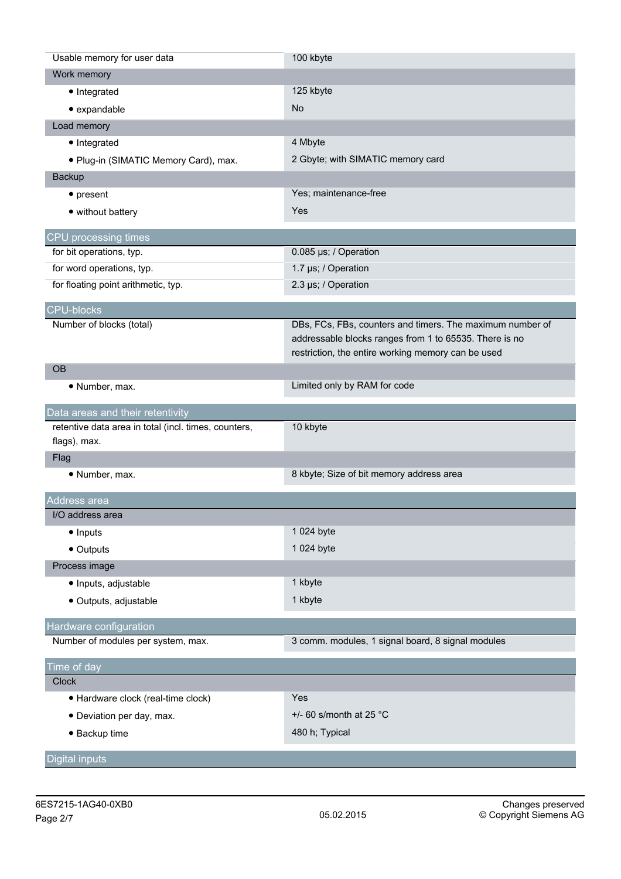| | |
|---|---|
| Usable memory for user data | 100 kbyte |
| **Work memory** | |
| • Integrated | 125 kbyte |
| • expandable | No |
| **Load memory** | |
| • Integrated | 4 Mbyte |
| • Plug-in (SIMATIC Memory Card), max. | 2 Gbyte; with SIMATIC memory card |
| **Backup** | |
| • present | Yes; maintenance-free |
| • without battery | Yes |

## CPU processing times

| | |
|---|---|
| for bit operations, typ. | 0.085 µs; / Operation |
| for word operations, typ. | 1.7 µs; / Operation |
| for floating point arithmetic, typ. | 2.3 µs; / Operation |

## CPU-blocks

| | |
|---|---|
| Number of blocks (total) | DBs, FCs, FBs, counters and timers. The maximum number of addressable blocks ranges from 1 to 65535. There is no restriction, the entire working memory can be used |
| **OB** | |
| • Number, max. | Limited only by RAM for code |

## Data areas and their retentivity

| | |
|---|---|
| retentive data area in total (incl. times, counters, flags), max. | 10 kbyte |
| **Flag** | |
| • Number, max. | 8 kbyte; Size of bit memory address area |

## Address area

| | |
|---|---|
| **I/O address area** | |
| • Inputs | 1 024 byte |
| • Outputs | 1 024 byte |
| **Process image** | |
| • Inputs, adjustable | 1 kbyte |
| • Outputs, adjustable | 1 kbyte |

## Hardware configuration

| | |
|---|---|
| Number of modules per system, max. | 3 comm. modules, 1 signal board, 8 signal modules |

## Time of day

| | |
|---|---|
| **Clock** | |
| • Hardware clock (real-time clock) | Yes |
| • Deviation per day, max. | +/- 60 s/month at 25 °C |
| • Backup time | 480 h; Typical |

## Digital inputs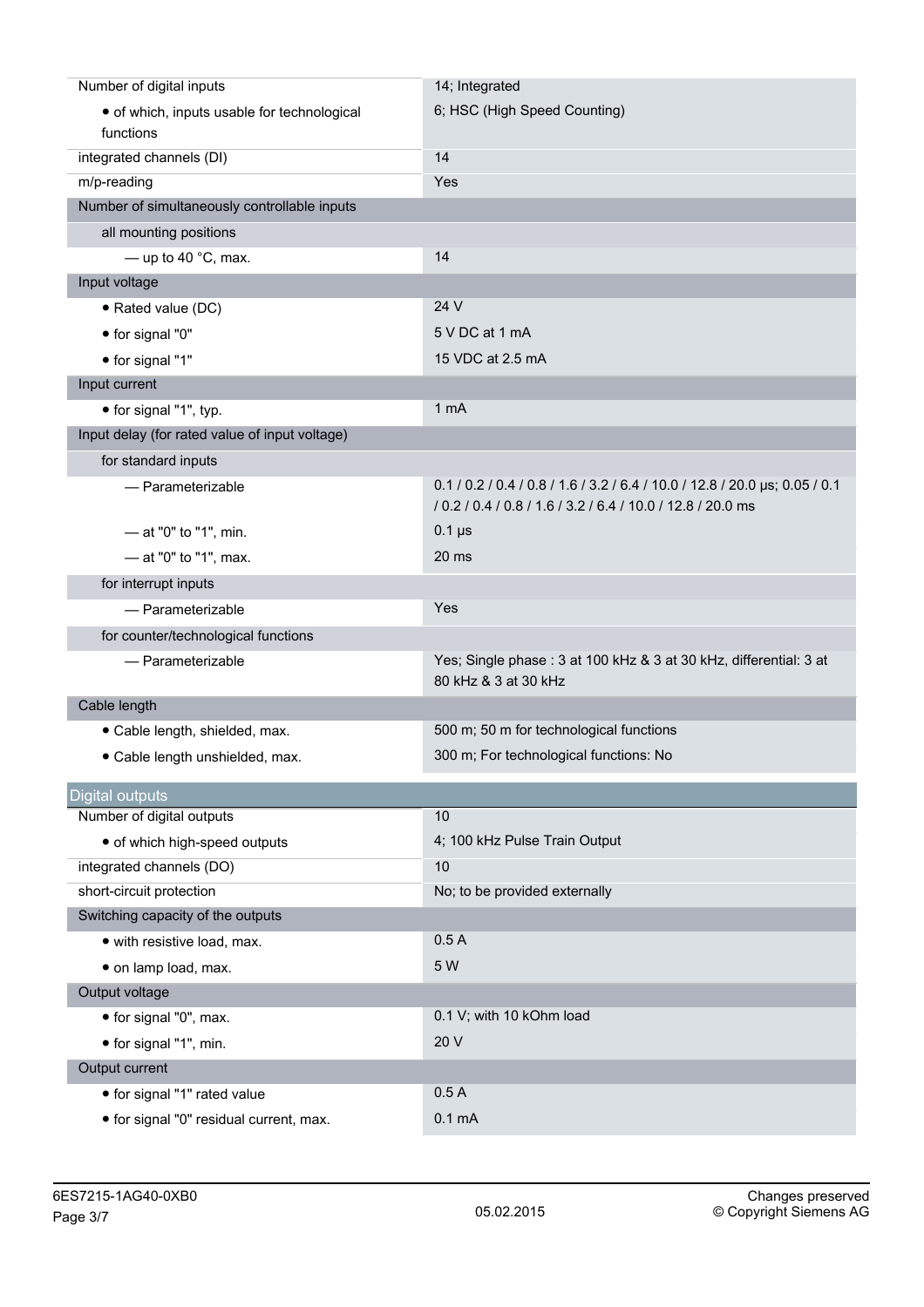| | |
|---|---|
| Number of digital inputs | 14; Integrated |
| • of which, inputs usable for technological functions | 6; HSC (High Speed Counting) |
| integrated channels (DI) | 14 |
| m/p-reading | Yes |
| **Number of simultaneously controllable inputs** | |
| all mounting positions | |
| — up to 40 °C, max. | 14 |
| **Input voltage** | |
| • Rated value (DC) | 24 V |
| • for signal "0" | 5 V DC at 1 mA |
| • for signal "1" | 15 VDC at 2.5 mA |
| **Input current** | |
| • for signal "1", typ. | 1 mA |
| **Input delay (for rated value of input voltage)** | |
| for standard inputs | |
| — Parameterizable | 0.1 / 0.2 / 0.4 / 0.8 / 1.6 / 3.2 / 6.4 / 10.0 / 12.8 / 20.0 µs; 0.05 / 0.1 / 0.2 / 0.4 / 0.8 / 1.6 / 3.2 / 6.4 / 10.0 / 12.8 / 20.0 ms |
| — at "0" to "1", min. | 0.1 µs |
| — at "0" to "1", max. | 20 ms |
| for interrupt inputs | |
| — Parameterizable | Yes |
| for counter/technological functions | |
| — Parameterizable | Yes; Single phase : 3 at 100 kHz & 3 at 30 kHz, differential: 3 at 80 kHz & 3 at 30 kHz |
| **Cable length** | |
| • Cable length, shielded, max. | 500 m; 50 m for technological functions |
| • Cable length unshielded, max. | 300 m; For technological functions: No |

## Digital outputs

| | |
|---|---|
| Number of digital outputs | 10 |
| • of which high-speed outputs | 4; 100 kHz Pulse Train Output |
| integrated channels (DO) | 10 |
| short-circuit protection | No; to be provided externally |
| **Switching capacity of the outputs** | |
| • with resistive load, max. | 0.5 A |
| • on lamp load, max. | 5 W |
| **Output voltage** | |
| • for signal "0", max. | 0.1 V; with 10 kOhm load |
| • for signal "1", min. | 20 V |
| **Output current** | |
| • for signal "1" rated value | 0.5 A |
| • for signal "0" residual current, max. | 0.1 mA |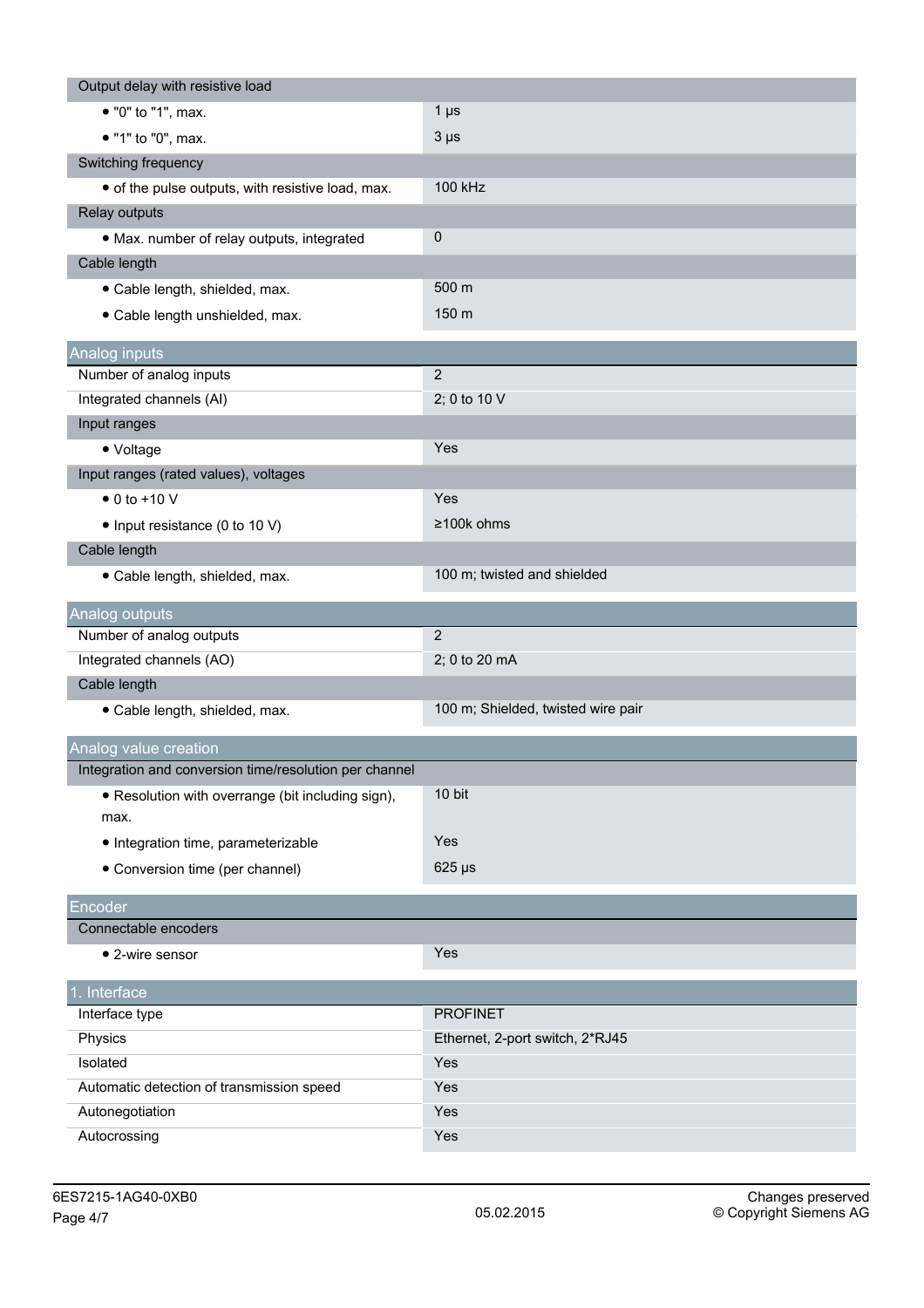| | |
|---|---|
| Output delay with resistive load | |
| • "0" to "1", max. | 1 µs |
| • "1" to "0", max. | 3 µs |
| Switching frequency | |
| • of the pulse outputs, with resistive load, max. | 100 kHz |
| Relay outputs | |
| • Max. number of relay outputs, integrated | 0 |
| Cable length | |
| • Cable length, shielded, max. | 500 m |
| • Cable length unshielded, max. | 150 m |

## Analog inputs

| | |
|---|---|
| Number of analog inputs | 2 |
| Integrated channels (AI) | 2; 0 to 10 V |
| Input ranges | |
| • Voltage | Yes |
| Input ranges (rated values), voltages | |
| • 0 to +10 V | Yes |
| • Input resistance (0 to 10 V) | ≥100k ohms |
| Cable length | |
| • Cable length, shielded, max. | 100 m; twisted and shielded |

## Analog outputs

| | |
|---|---|
| Number of analog outputs | 2 |
| Integrated channels (AO) | 2; 0 to 20 mA |
| Cable length | |
| • Cable length, shielded, max. | 100 m; Shielded, twisted wire pair |

## Analog value creation

| | |
|---|---|
| Integration and conversion time/resolution per channel | |
| • Resolution with overrange (bit including sign), max. | 10 bit |
| • Integration time, parameterizable | Yes |
| • Conversion time (per channel) | 625 µs |

## Encoder

| | |
|---|---|
| Connectable encoders | |
| • 2-wire sensor | Yes |

## 1. Interface

| | |
|---|---|
| Interface type | PROFINET |
| Physics | Ethernet, 2-port switch, 2*RJ45 |
| Isolated | Yes |
| Automatic detection of transmission speed | Yes |
| Autonegotiation | Yes |
| Autocrossing | Yes |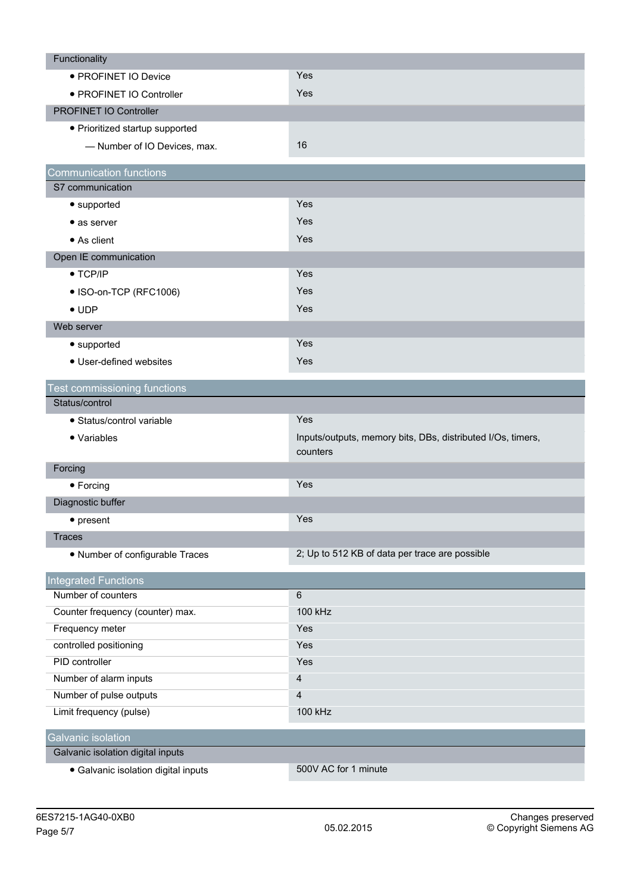| Functionality | |
|---|---|
| • PROFINET IO Device | Yes |
| • PROFINET IO Controller | Yes |
| **PROFINET IO Controller** | |
| • Prioritized startup supported | |
| — Number of IO Devices, max. | 16 |

## Communication functions

| S7 communication | |
|---|---|
| • supported | Yes |
| • as server | Yes |
| • As client | Yes |
| **Open IE communication** | |
| • TCP/IP | Yes |
| • ISO-on-TCP (RFC1006) | Yes |
| • UDP | Yes |
| **Web server** | |
| • supported | Yes |
| • User-defined websites | Yes |

## Test commissioning functions

| Status/control | |
|---|---|
| • Status/control variable | Yes |
| • Variables | Inputs/outputs, memory bits, DBs, distributed I/Os, timers, counters |
| **Forcing** | |
| • Forcing | Yes |
| **Diagnostic buffer** | |
| • present | Yes |
| **Traces** | |
| • Number of configurable Traces | 2; Up to 512 KB of data per trace are possible |

## Integrated Functions

| | |
|---|---|
| Number of counters | 6 |
| Counter frequency (counter) max. | 100 kHz |
| Frequency meter | Yes |
| controlled positioning | Yes |
| PID controller | Yes |
| Number of alarm inputs | 4 |
| Number of pulse outputs | 4 |
| Limit frequency (pulse) | 100 kHz |

## Galvanic isolation

| Galvanic isolation digital inputs | |
|---|---|
| • Galvanic isolation digital inputs | 500V AC for 1 minute |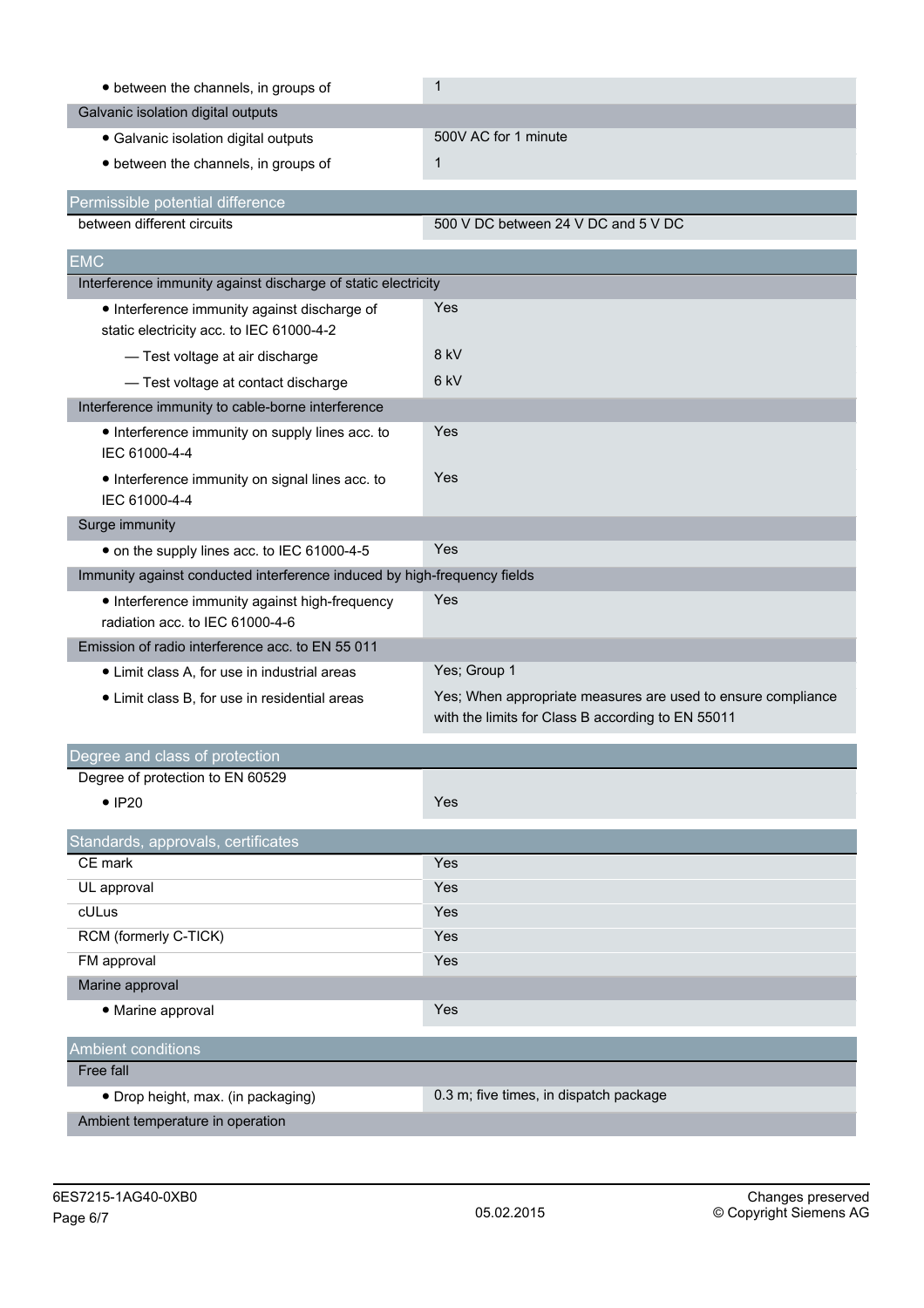| | |
|---|---|
| • between the channels, in groups of | 1 |
| **Galvanic isolation digital outputs** | |
| • Galvanic isolation digital outputs | 500V AC for 1 minute |
| • between the channels, in groups of | 1 |

## Permissible potential difference

| | |
|---|---|
| between different circuits | 500 V DC between 24 V DC and 5 V DC |

## EMC

| | |
|---|---|
| **Interference immunity against discharge of static electricity** | |
| • Interference immunity against discharge of static electricity acc. to IEC 61000-4-2 | Yes |
| — Test voltage at air discharge | 8 kV |
| — Test voltage at contact discharge | 6 kV |
| **Interference immunity to cable-borne interference** | |
| • Interference immunity on supply lines acc. to IEC 61000-4-4 | Yes |
| • Interference immunity on signal lines acc. to IEC 61000-4-4 | Yes |
| **Surge immunity** | |
| • on the supply lines acc. to IEC 61000-4-5 | Yes |
| **Immunity against conducted interference induced by high-frequency fields** | |
| • Interference immunity against high-frequency radiation acc. to IEC 61000-4-6 | Yes |
| **Emission of radio interference acc. to EN 55 011** | |
| • Limit class A, for use in industrial areas | Yes; Group 1 |
| • Limit class B, for use in residential areas | Yes; When appropriate measures are used to ensure compliance with the limits for Class B according to EN 55011 |

## Degree and class of protection

| | |
|---|---|
| Degree of protection to EN 60529 | |
| • IP20 | Yes |

## Standards, approvals, certificates

| | |
|---|---|
| CE mark | Yes |
| UL approval | Yes |
| cULus | Yes |
| RCM (formerly C-TICK) | Yes |
| FM approval | Yes |
| **Marine approval** | |
| • Marine approval | Yes |

## Ambient conditions

| | |
|---|---|
| **Free fall** | |
| • Drop height, max. (in packaging) | 0.3 m; five times, in dispatch package |
| **Ambient temperature in operation** | |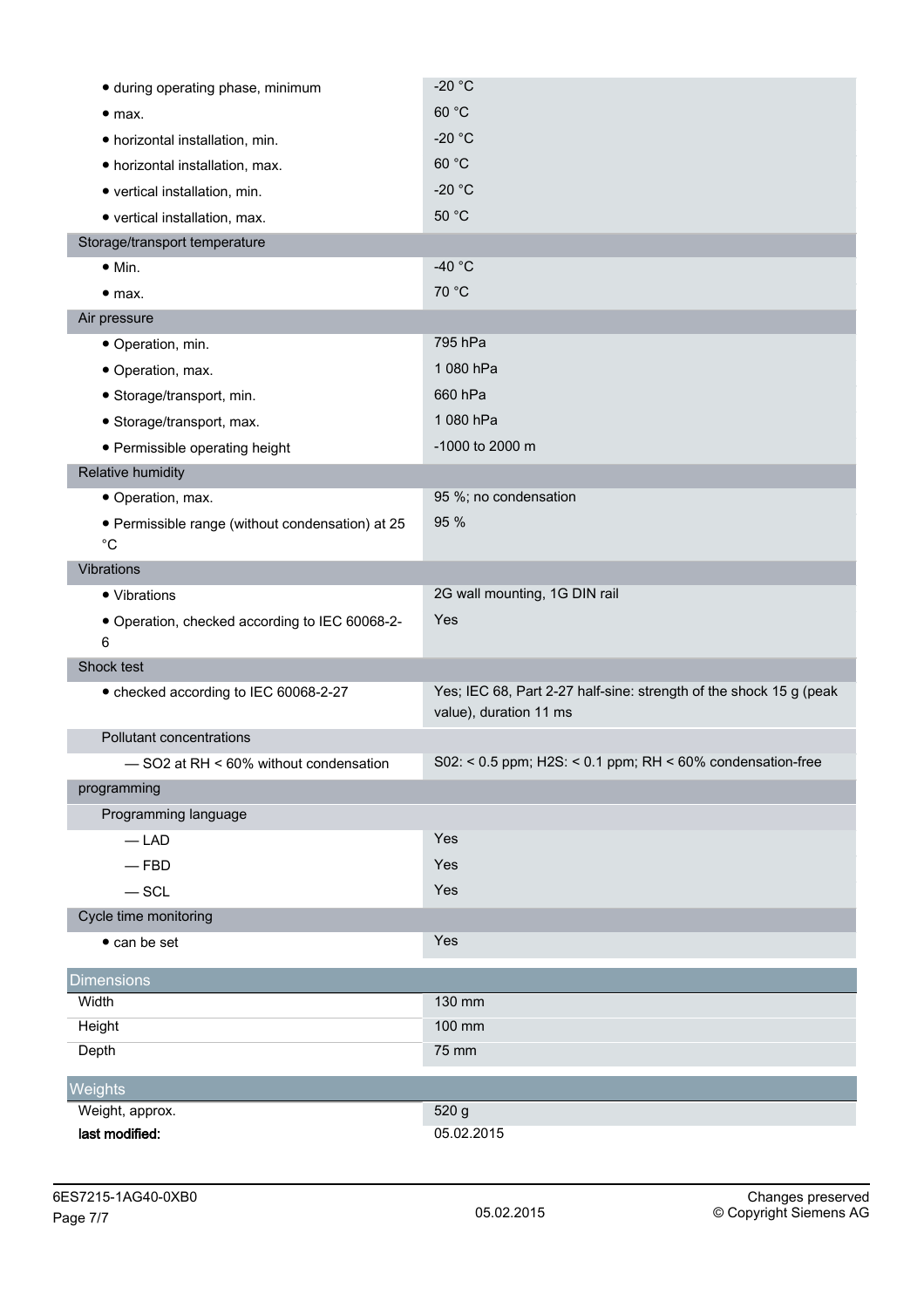| | |
|---|---|
| • during operating phase, minimum | -20 °C |
| • max. | 60 °C |
| • horizontal installation, min. | -20 °C |
| • horizontal installation, max. | 60 °C |
| • vertical installation, min. | -20 °C |
| • vertical installation, max. | 50 °C |
| Storage/transport temperature | |
| • Min. | -40 °C |
| • max. | 70 °C |
| Air pressure | |
| • Operation, min. | 795 hPa |
| • Operation, max. | 1 080 hPa |
| • Storage/transport, min. | 660 hPa |
| • Storage/transport, max. | 1 080 hPa |
| • Permissible operating height | -1000 to 2000 m |
| Relative humidity | |
| • Operation, max. | 95 %; no condensation |
| • Permissible range (without condensation) at 25 °C | 95 % |
| Vibrations | |
| • Vibrations | 2G wall mounting, 1G DIN rail |
| • Operation, checked according to IEC 60068-2-6 | Yes |
| Shock test | |
| • checked according to IEC 60068-2-27 | Yes; IEC 68, Part 2-27 half-sine: strength of the shock 15 g (peak value), duration 11 ms |
| Pollutant concentrations | |
| — SO2 at RH < 60% without condensation | S02: < 0.5 ppm; H2S: < 0.1 ppm; RH < 60% condensation-free |
| programming | |
| Programming language | |
| — LAD | Yes |
| — FBD | Yes |
| — SCL | Yes |
| Cycle time monitoring | |
| • can be set | Yes |

## Dimensions

| | |
|---|---|
| Width | 130 mm |
| Height | 100 mm |
| Depth | 75 mm |

## Weights

| | |
|---|---|
| Weight, approx. | 520 g |
| **last modified:** | 05.02.2015 |

6ES7215-1AG40-0XB0

05.02.2015

Changes preserved
© Copyright Siemens AG